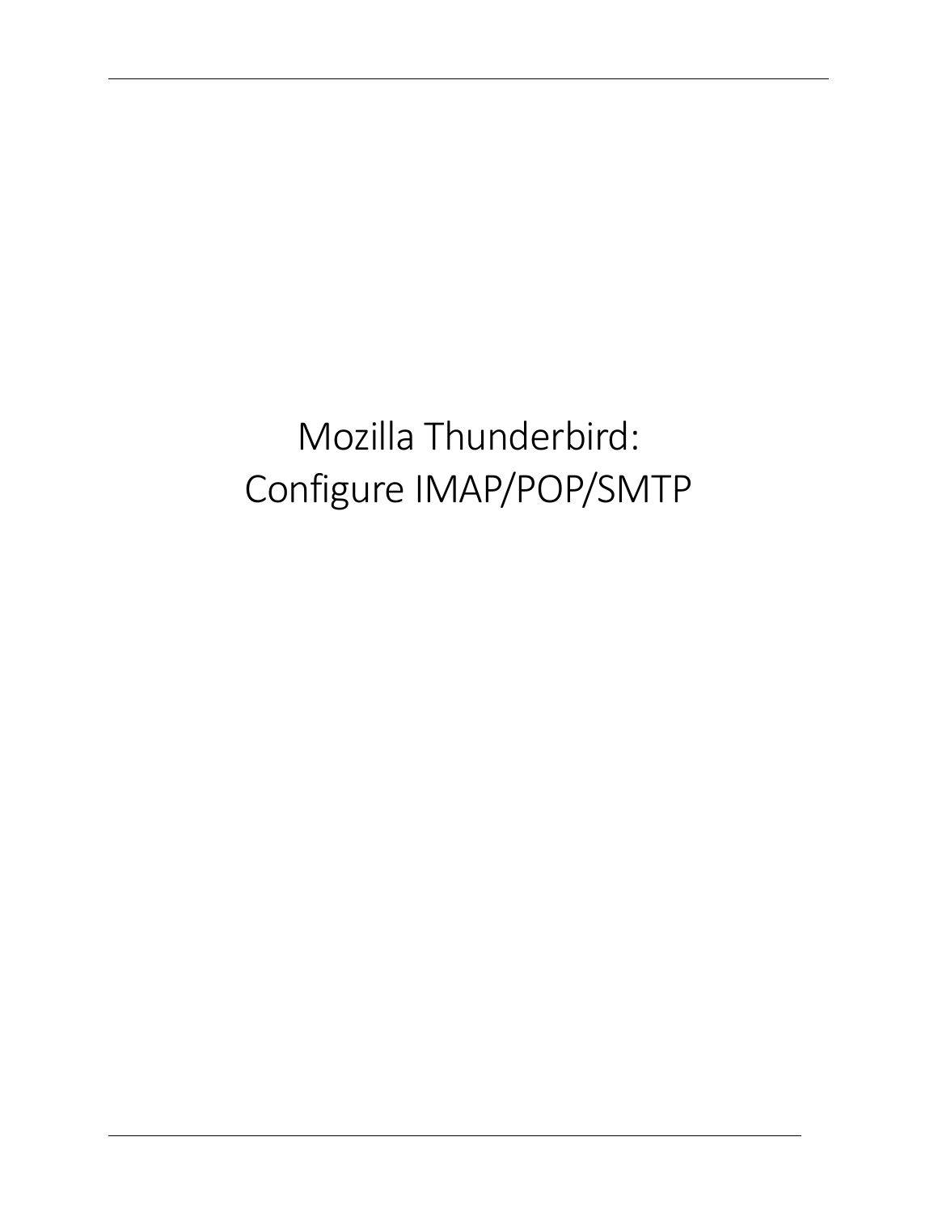# Mozilla Thunderbird: Configure IMAP/POP/SMTP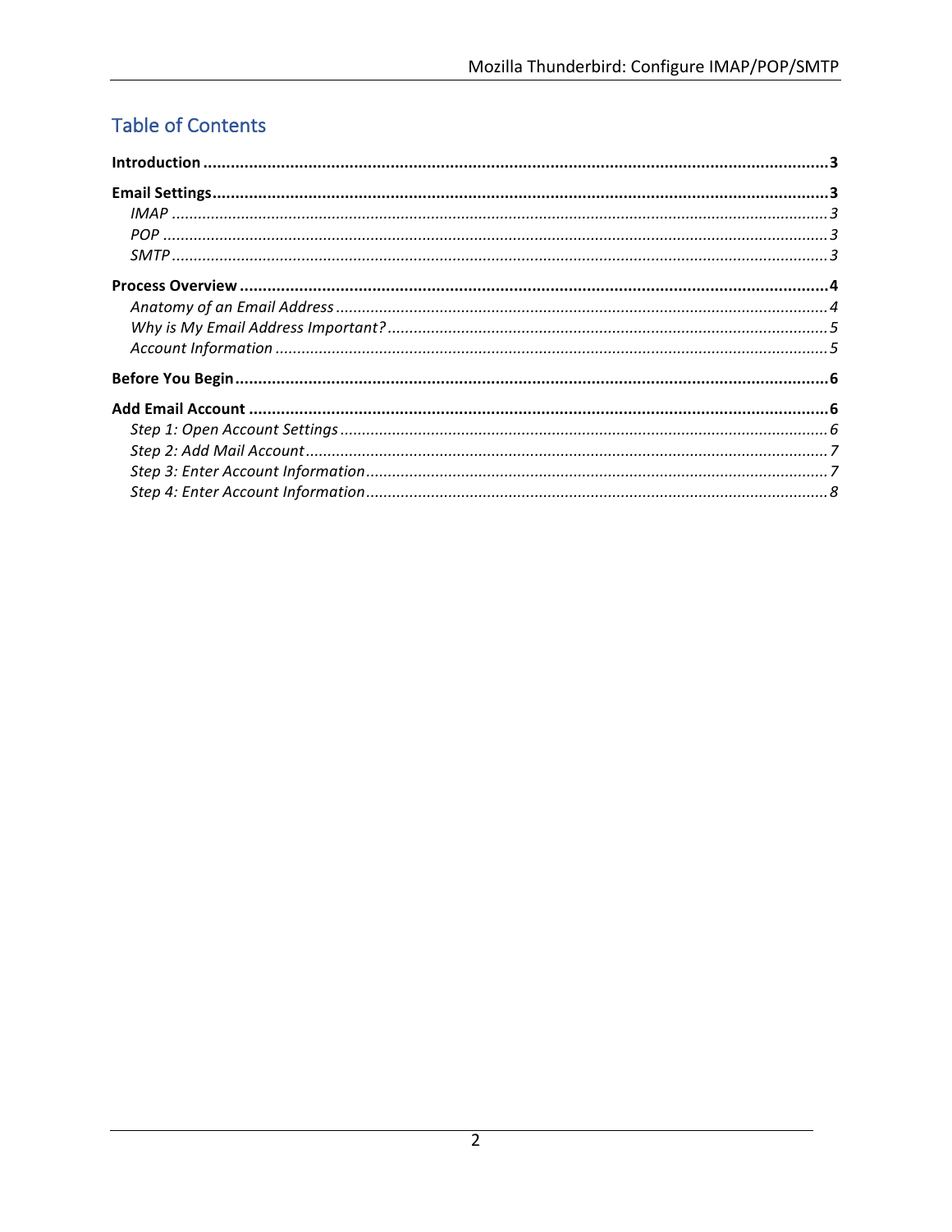## Table of Contents

**Introduction** .......................................................... **3**

**Email Settings** .......................................................... **3**

- *IMAP* .......................................................... *3*
- *POP* .......................................................... *3*
- *SMTP* .......................................................... *3*

**Process Overview** .......................................................... **4**

- *Anatomy of an Email Address* .......................................................... *4*
- *Why is My Email Address Important?* .......................................................... *5*
- *Account Information* .......................................................... *5*

**Before You Begin** .......................................................... **6**

**Add Email Account** .......................................................... **6**

- *Step 1: Open Account Settings* .......................................................... *6*
- *Step 2: Add Mail Account* .......................................................... *7*
- *Step 3: Enter Account Information* .......................................................... *7*
- *Step 4: Enter Account Information* .......................................................... *8*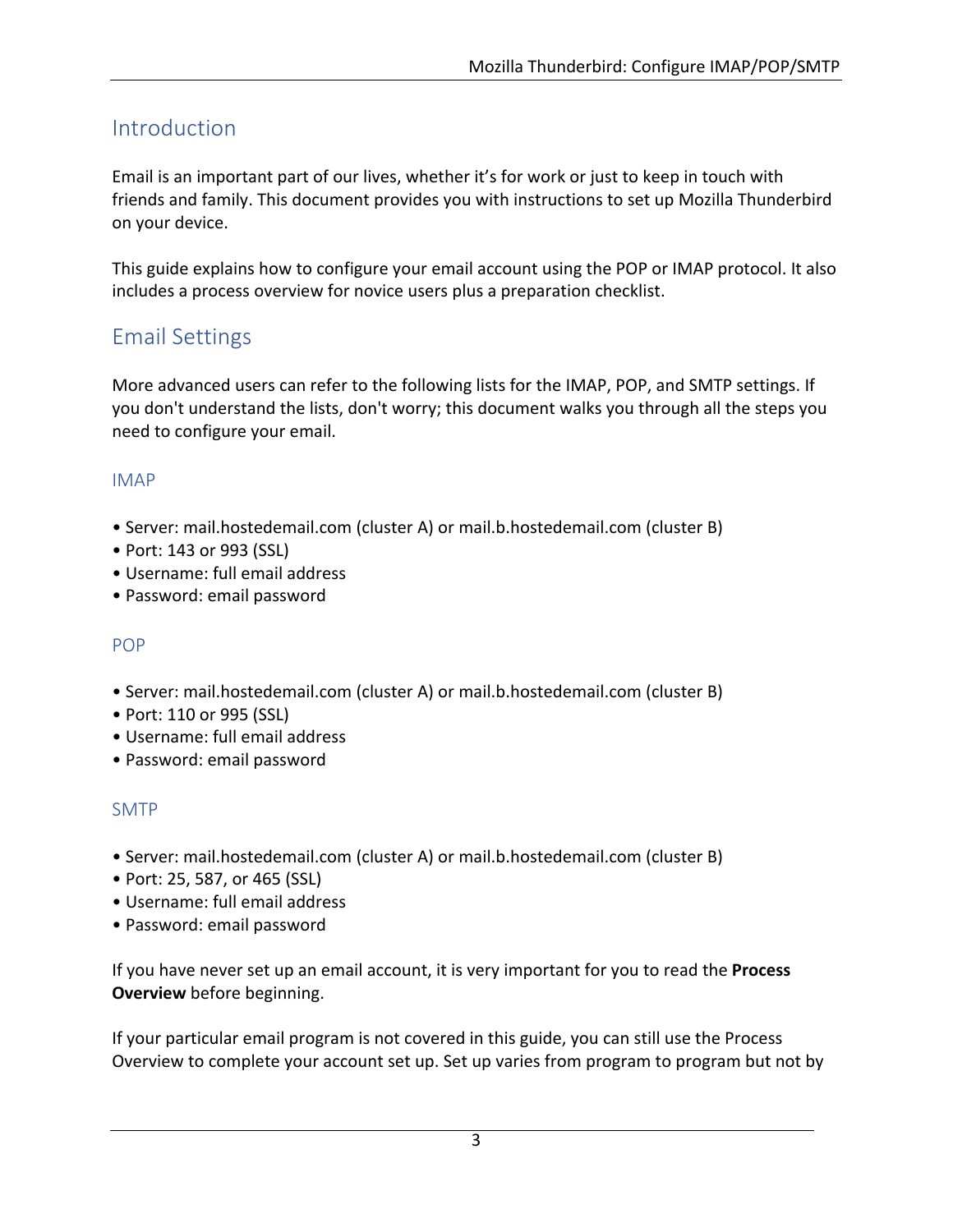## Introduction

Email is an important part of our lives, whether it's for work or just to keep in touch with friends and family. This document provides you with instructions to set up Mozilla Thunderbird on your device.

This guide explains how to configure your email account using the POP or IMAP protocol. It also includes a process overview for novice users plus a preparation checklist.

## Email Settings

More advanced users can refer to the following lists for the IMAP, POP, and SMTP settings. If you don't understand the lists, don't worry; this document walks you through all the steps you need to configure your email.

### IMAP

- Server: mail.hostedemail.com (cluster A) or mail.b.hostedemail.com (cluster B)
- Port: 143 or 993 (SSL)
- Username: full email address
- Password: email password

### POP

- Server: mail.hostedemail.com (cluster A) or mail.b.hostedemail.com (cluster B)
- Port: 110 or 995 (SSL)
- Username: full email address
- Password: email password

### SMTP

- Server: mail.hostedemail.com (cluster A) or mail.b.hostedemail.com (cluster B)
- Port: 25, 587, or 465 (SSL)
- Username: full email address
- Password: email password

If you have never set up an email account, it is very important for you to read the **Process Overview** before beginning.

If your particular email program is not covered in this guide, you can still use the Process Overview to complete your account set up. Set up varies from program to program but not by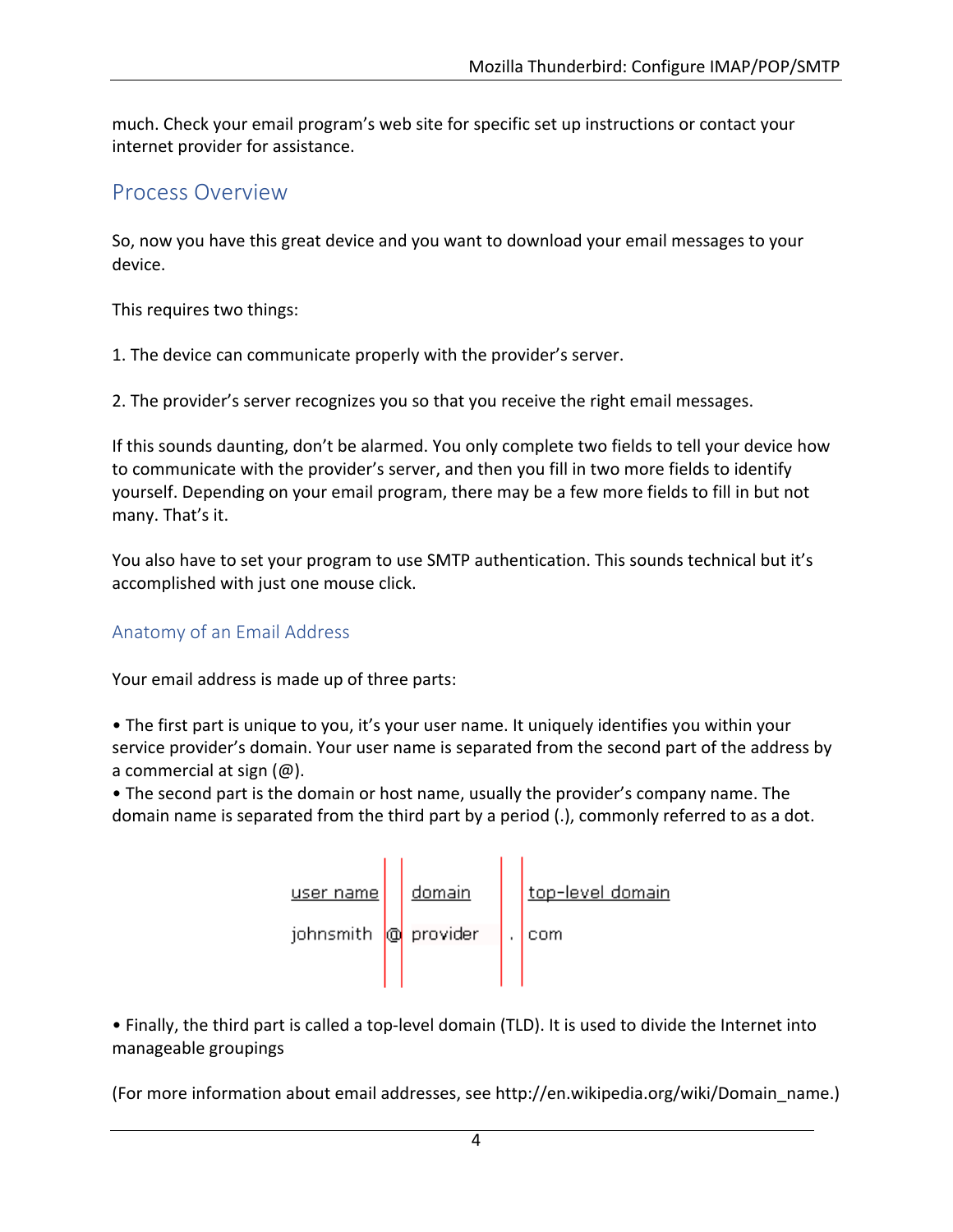much. Check your email program's web site for specific set up instructions or contact your internet provider for assistance.

## Process Overview

So, now you have this great device and you want to download your email messages to your device.

This requires two things:

1. The device can communicate properly with the provider's server.

2. The provider's server recognizes you so that you receive the right email messages.

If this sounds daunting, don't be alarmed. You only complete two fields to tell your device how to communicate with the provider's server, and then you fill in two more fields to identify yourself. Depending on your email program, there may be a few more fields to fill in but not many. That's it.

You also have to set your program to use SMTP authentication. This sounds technical but it's accomplished with just one mouse click.

### Anatomy of an Email Address

Your email address is made up of three parts:

- The first part is unique to you, it's your user name. It uniquely identifies you within your service provider's domain. Your user name is separated from the second part of the address by a commercial at sign (@).
- The second part is the domain or host name, usually the provider's company name. The domain name is separated from the third part by a period (.), commonly referred to as a dot.

| user name | | domain | | top-level domain |
|---|---|---|---|---|
| johnsmith | @ | provider | . | com |

- Finally, the third part is called a top-level domain (TLD). It is used to divide the Internet into manageable groupings

(For more information about email addresses, see http://en.wikipedia.org/wiki/Domain_name.)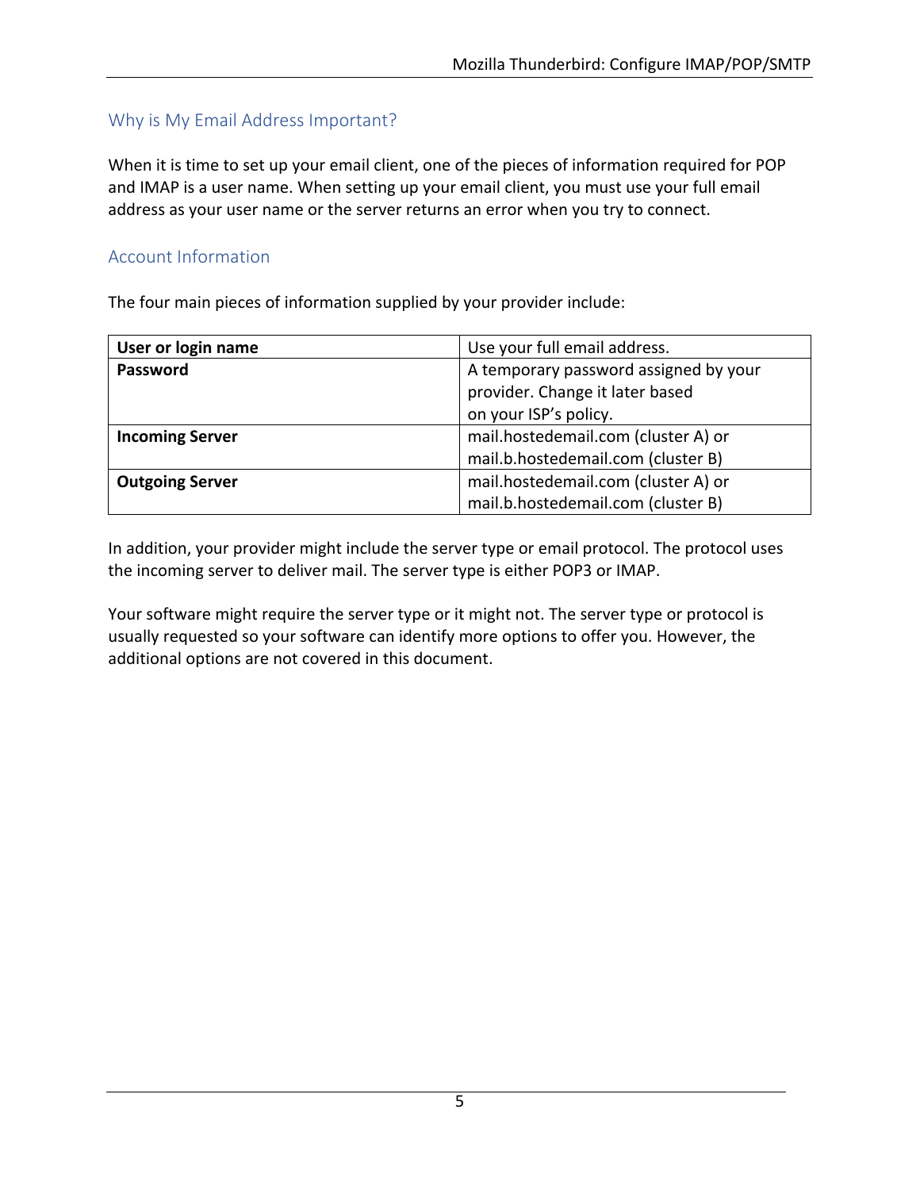## Why is My Email Address Important?

When it is time to set up your email client, one of the pieces of information required for POP and IMAP is a user name. When setting up your email client, you must use your full email address as your user name or the server returns an error when you try to connect.

## Account Information

The four main pieces of information supplied by your provider include:

| | |
|---|---|
| **User or login name** | Use your full email address. |
| **Password** | A temporary password assigned by your provider. Change it later based on your ISP's policy. |
| **Incoming Server** | mail.hostedemail.com (cluster A) or mail.b.hostedemail.com (cluster B) |
| **Outgoing Server** | mail.hostedemail.com (cluster A) or mail.b.hostedemail.com (cluster B) |

In addition, your provider might include the server type or email protocol. The protocol uses the incoming server to deliver mail. The server type is either POP3 or IMAP.

Your software might require the server type or it might not. The server type or protocol is usually requested so your software can identify more options to offer you. However, the additional options are not covered in this document.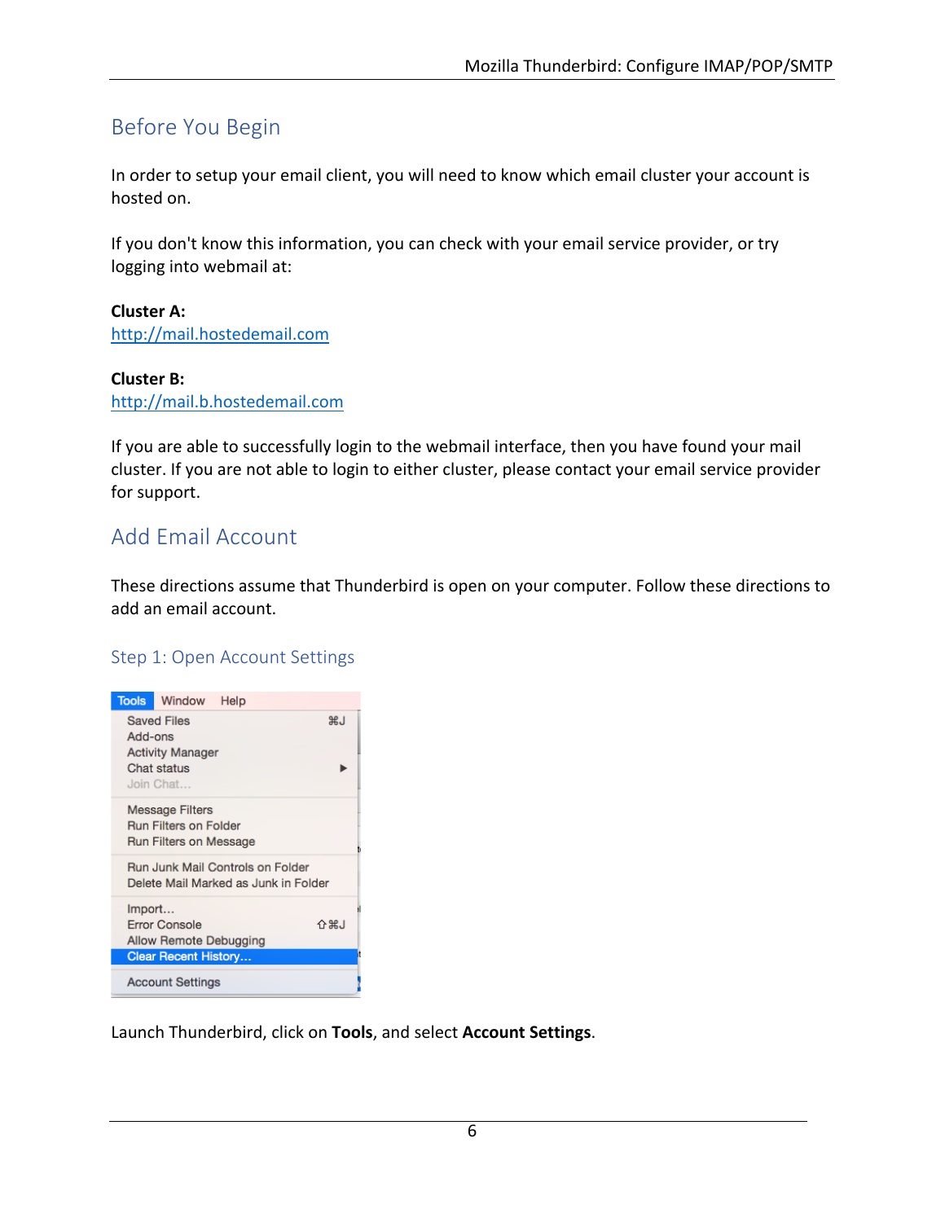## Before You Begin

In order to setup your email client, you will need to know which email cluster your account is hosted on.

If you don't know this information, you can check with your email service provider, or try logging into webmail at:

**Cluster A:**
http://mail.hostedemail.com

**Cluster B:**
http://mail.b.hostedemail.com

If you are able to successfully login to the webmail interface, then you have found your mail cluster. If you are not able to login to either cluster, please contact your email service provider for support.

## Add Email Account

These directions assume that Thunderbird is open on your computer. Follow these directions to add an email account.

### Step 1: Open Account Settings

Launch Thunderbird, click on **Tools**, and select **Account Settings**.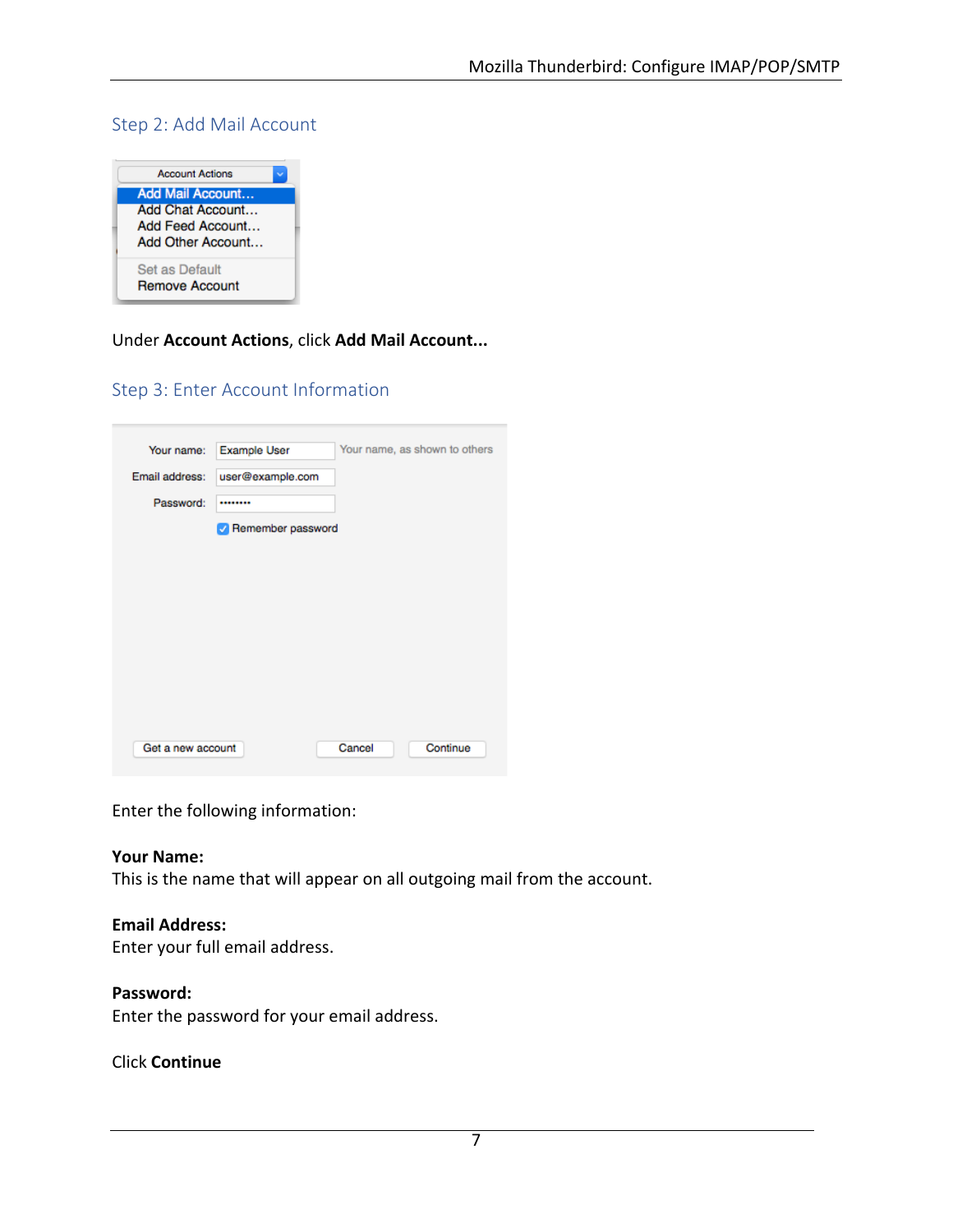## Step 2: Add Mail Account

Under **Account Actions**, click **Add Mail Account...**

## Step 3: Enter Account Information

Enter the following information:

**Your Name:**
This is the name that will appear on all outgoing mail from the account.

**Email Address:**
Enter your full email address.

**Password:**
Enter the password for your email address.

Click **Continue**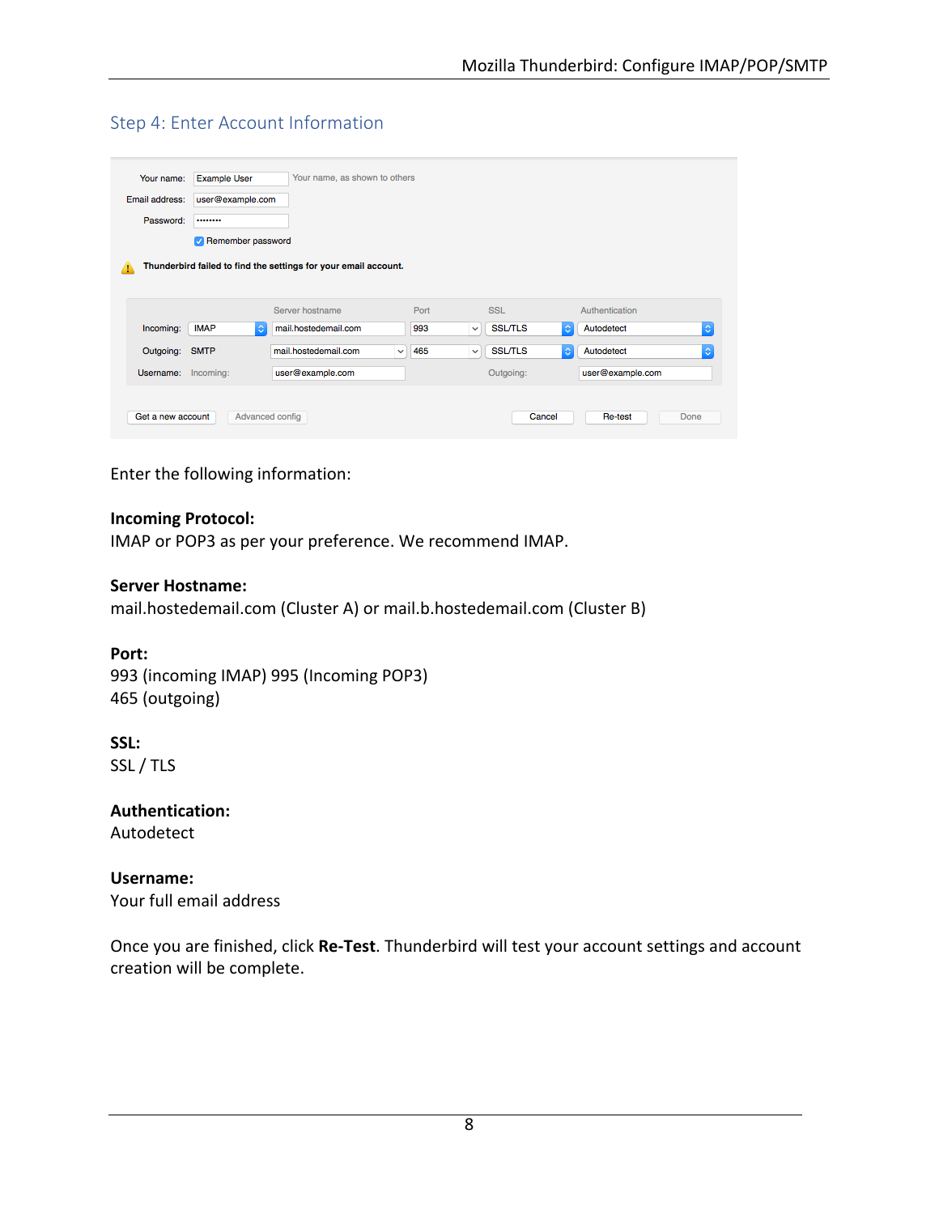## Step 4: Enter Account Information

Your name: Example User — Your name, as shown to others
Email address: user@example.com
Password: ••••••••
Remember password

Thunderbird failed to find the settings for your email account.

| | | Server hostname | Port | SSL | Authentication |
|---|---|---|---|---|---|
| Incoming: | IMAP | mail.hostedemail.com | 993 | SSL/TLS | Autodetect |
| Outgoing: | SMTP | mail.hostedemail.com | 465 | SSL/TLS | Autodetect |
| Username: | Incoming: | user@example.com | | Outgoing: | user@example.com |

Get a new account | Advanced config | Cancel | Re-test | Done

Enter the following information:

**Incoming Protocol:**
IMAP or POP3 as per your preference. We recommend IMAP.

**Server Hostname:**
mail.hostedemail.com (Cluster A) or mail.b.hostedemail.com (Cluster B)

**Port:**
993 (incoming IMAP) 995 (Incoming POP3)
465 (outgoing)

**SSL:**
SSL / TLS

**Authentication:**
Autodetect

**Username:**
Your full email address

Once you are finished, click **Re-Test**. Thunderbird will test your account settings and account creation will be complete.